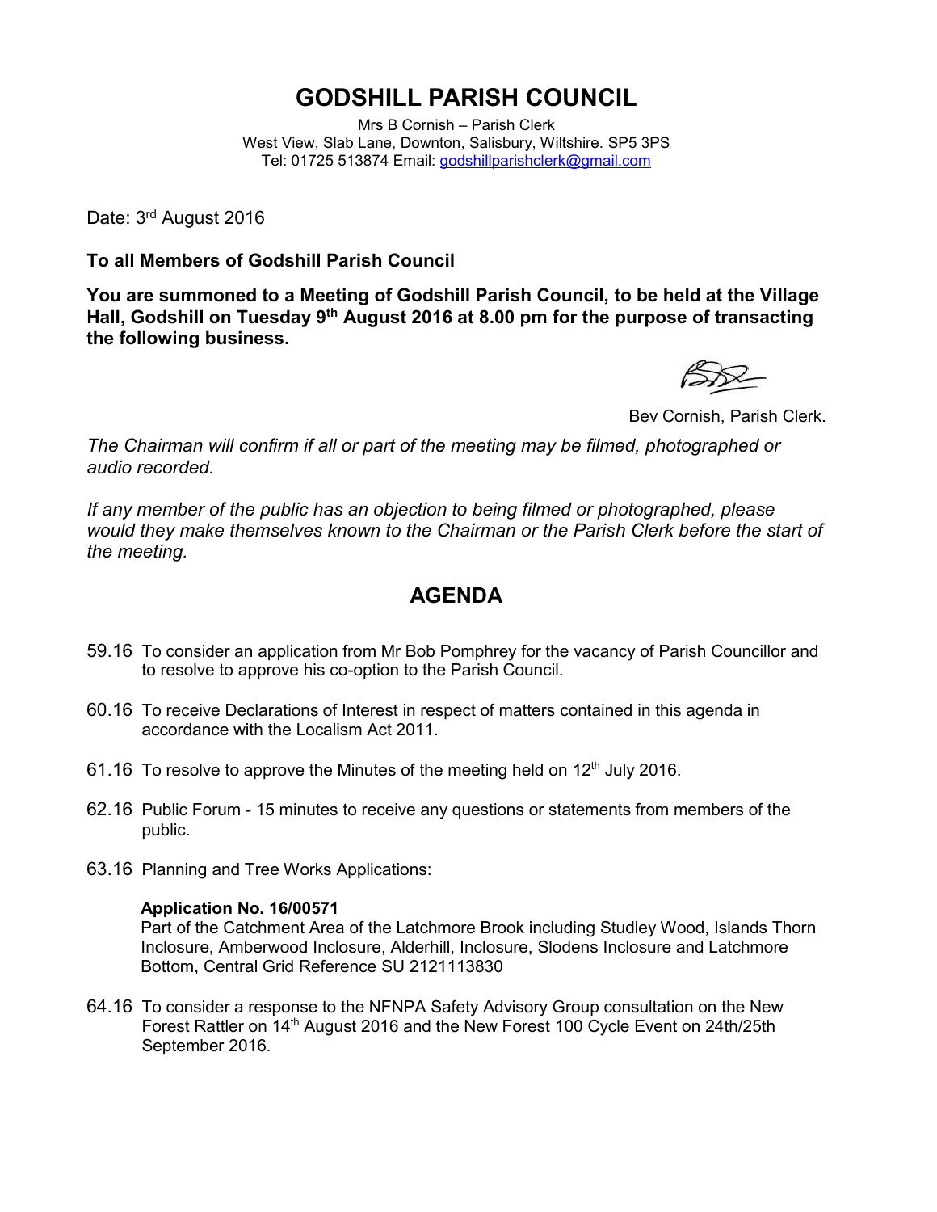# GODSHILL PARISH COUNCIL

Mrs B Cornish – Parish Clerk
West View, Slab Lane, Downton, Salisbury, Wiltshire. SP5 3PS
Tel: 01725 513874 Email: godshillparishclerk@gmail.com

Date: 3rd August 2016

**To all Members of Godshill Parish Council**

**You are summoned to a Meeting of Godshill Parish Council, to be held at the Village Hall, Godshill on Tuesday 9th August 2016 at 8.00 pm for the purpose of transacting the following business.**

Bev Cornish, Parish Clerk.

*The Chairman will confirm if all or part of the meeting may be filmed, photographed or audio recorded.*

*If any member of the public has an objection to being filmed or photographed, please would they make themselves known to the Chairman or the Parish Clerk before the start of the meeting.*

## AGENDA

59.16 To consider an application from Mr Bob Pomphrey for the vacancy of Parish Councillor and to resolve to approve his co-option to the Parish Council.

60.16 To receive Declarations of Interest in respect of matters contained in this agenda in accordance with the Localism Act 2011.

61.16 To resolve to approve the Minutes of the meeting held on 12th July 2016.

62.16 Public Forum - 15 minutes to receive any questions or statements from members of the public.

63.16 Planning and Tree Works Applications:

**Application No. 16/00571**
Part of the Catchment Area of the Latchmore Brook including Studley Wood, Islands Thorn Inclosure, Amberwood Inclosure, Alderhill, Inclosure, Slodens Inclosure and Latchmore Bottom, Central Grid Reference SU 2121113830

64.16 To consider a response to the NFNPA Safety Advisory Group consultation on the New Forest Rattler on 14th August 2016 and the New Forest 100 Cycle Event on 24th/25th September 2016.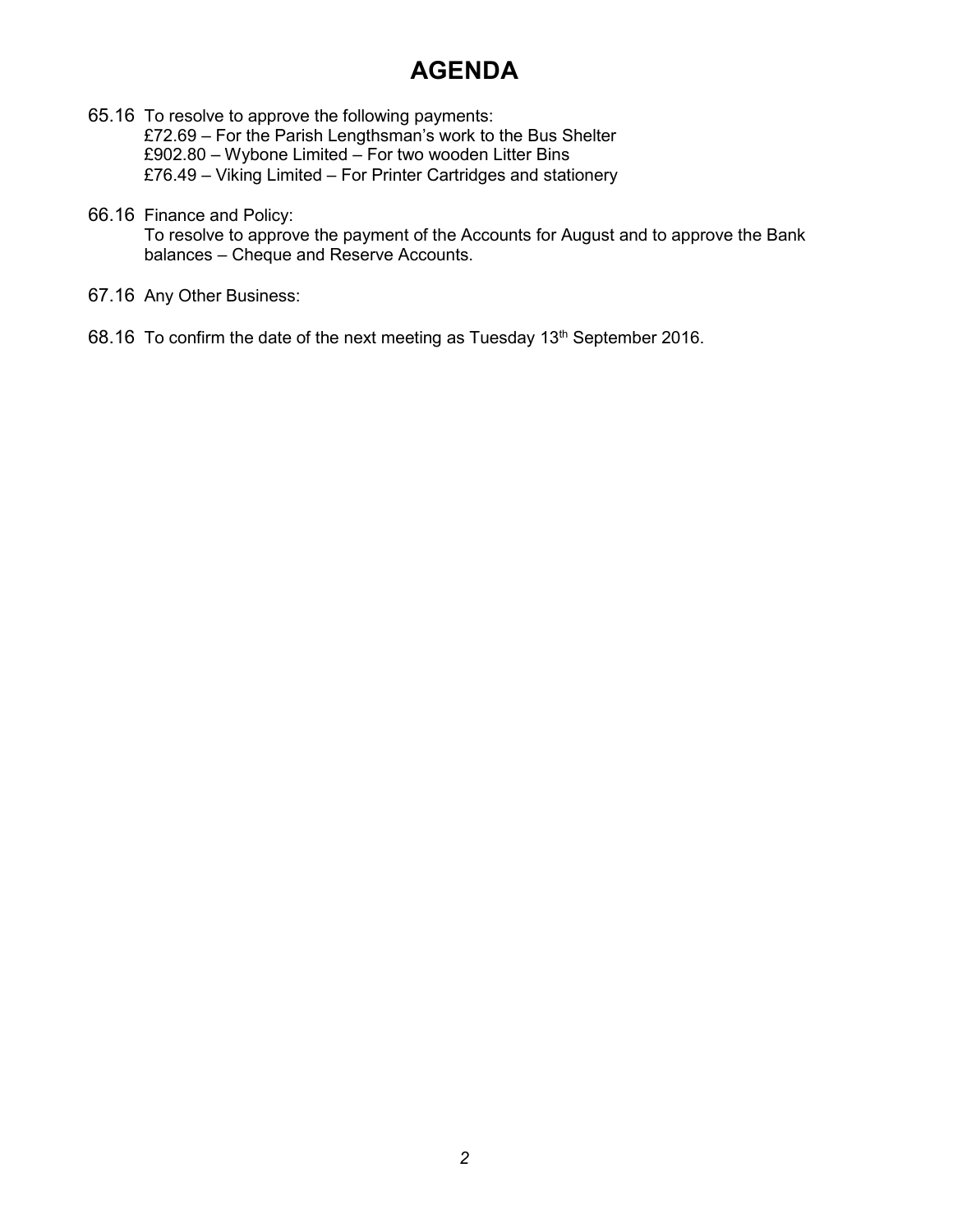# AGENDA

65.16 To resolve to approve the following payments:
£72.69 – For the Parish Lengthsman's work to the Bus Shelter
£902.80 – Wybone Limited – For two wooden Litter Bins
£76.49 – Viking Limited – For Printer Cartridges and stationery

66.16 Finance and Policy:
To resolve to approve the payment of the Accounts for August and to approve the Bank balances – Cheque and Reserve Accounts.

67.16 Any Other Business:

68.16 To confirm the date of the next meeting as Tuesday 13th September 2016.